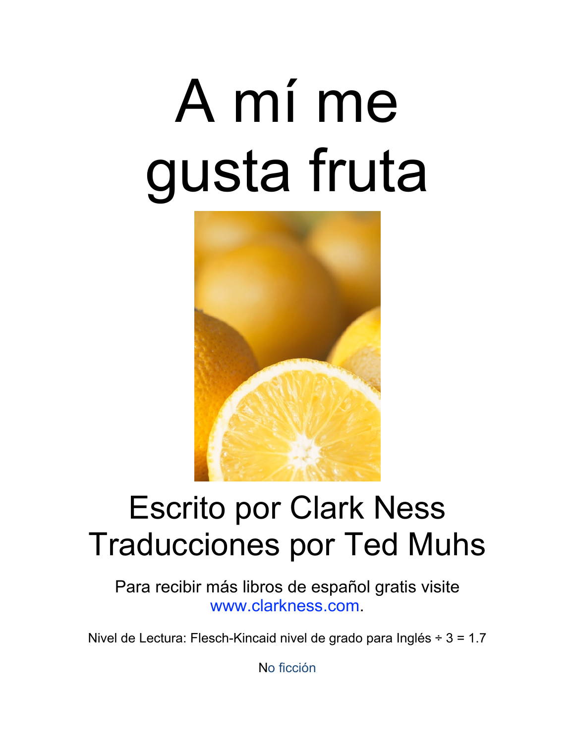# A mí me gusta fruta

Escrito por Clark Ness
Traducciones por Ted Muhs

Para recibir más libros de español gratis visite www.clarkness.com.

Nivel de Lectura: Flesch-Kincaid nivel de grado para Inglés ÷ 3 = 1.7

No ficción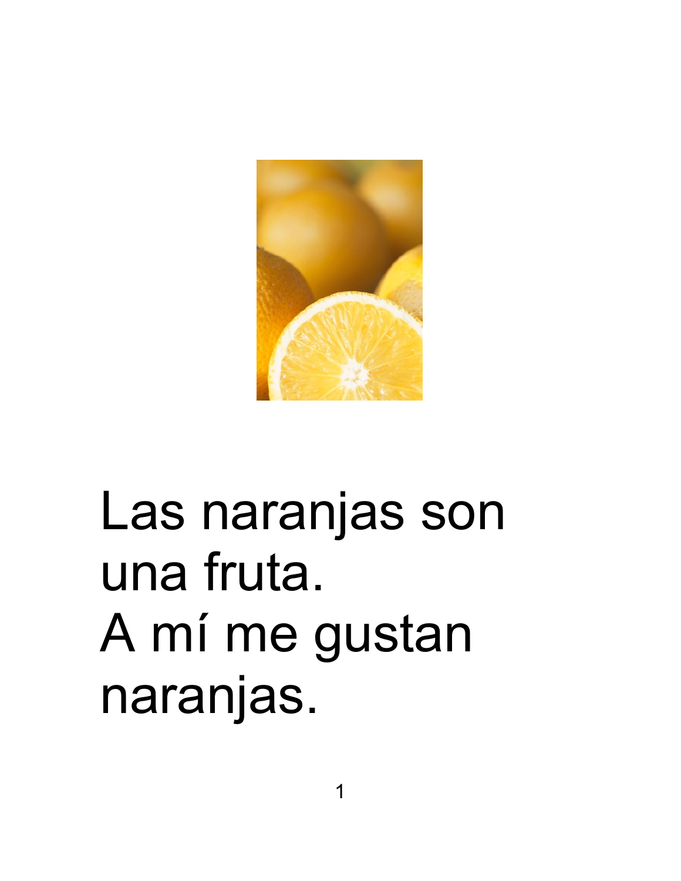Las naranjas son una fruta.
A mí me gustan naranjas.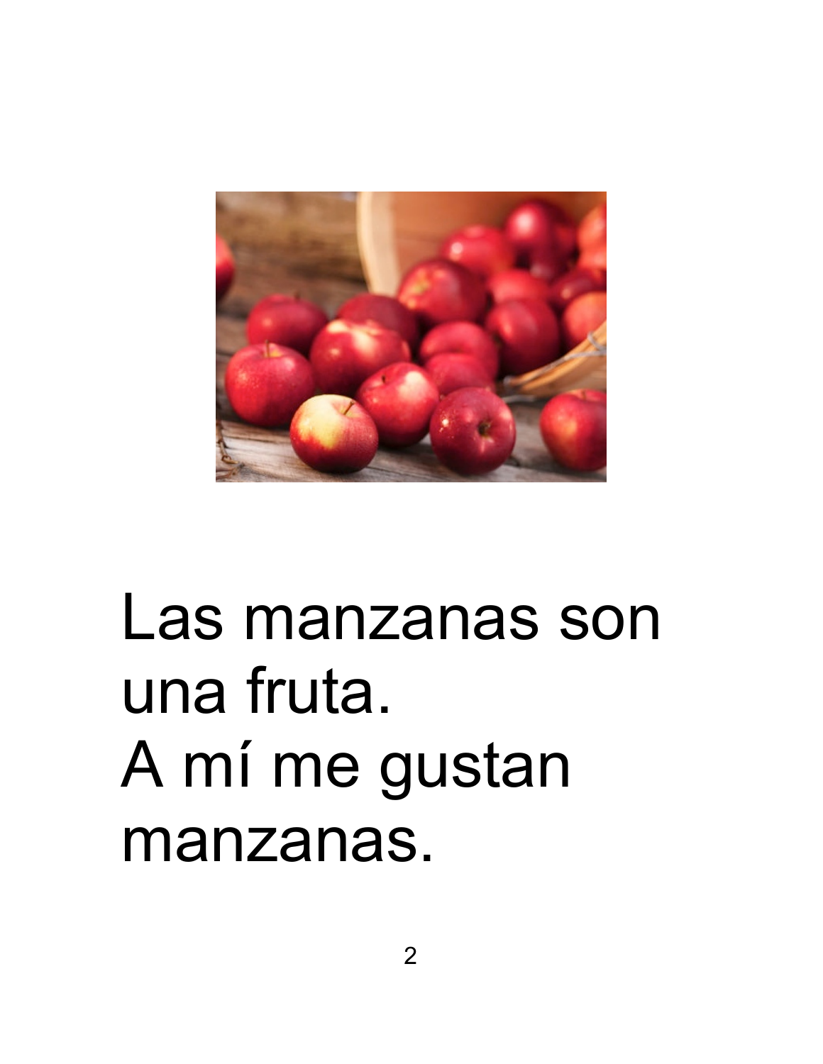Las manzanas son una fruta.
A mí me gustan manzanas.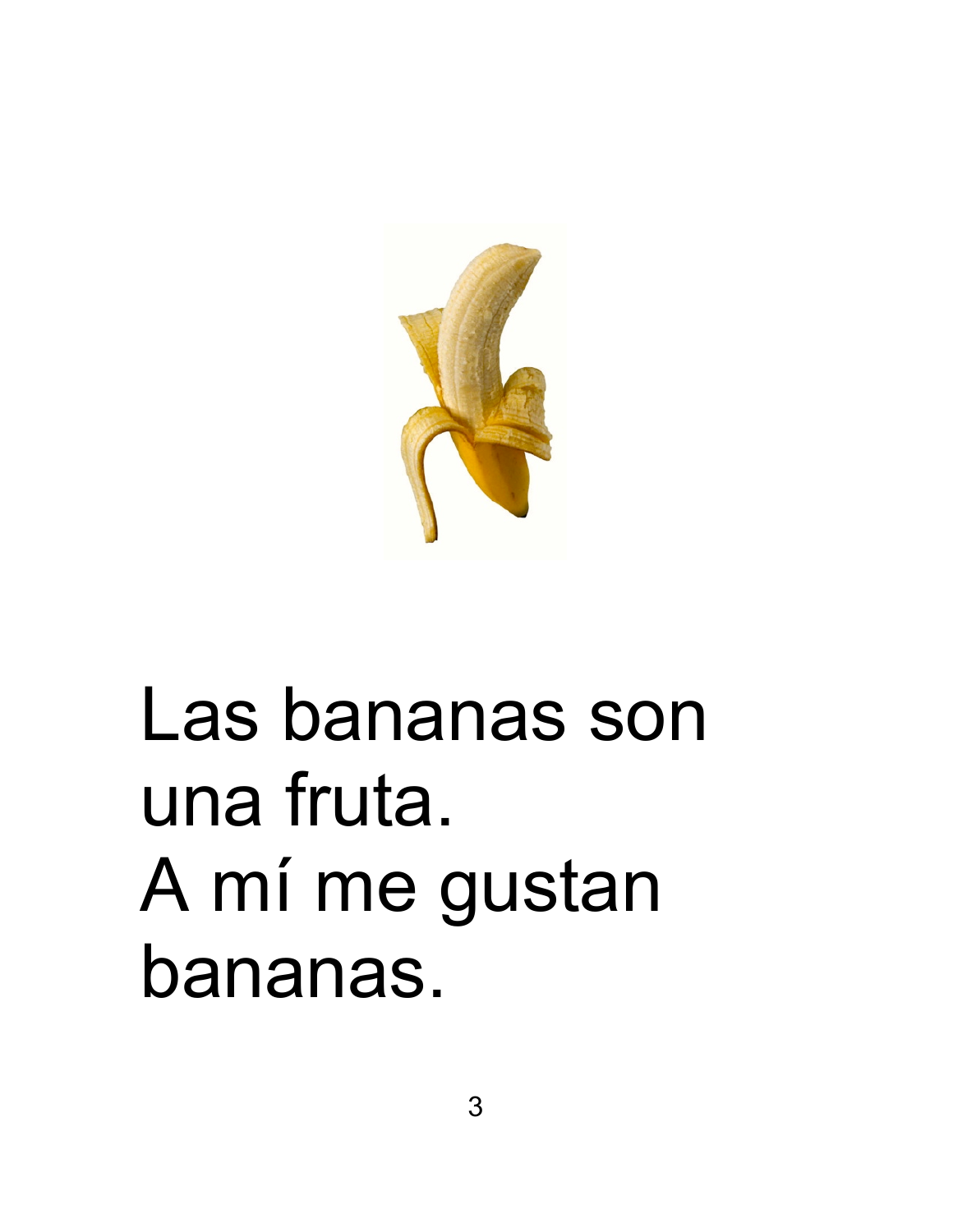Las bananas son una fruta.
A mí me gustan bananas.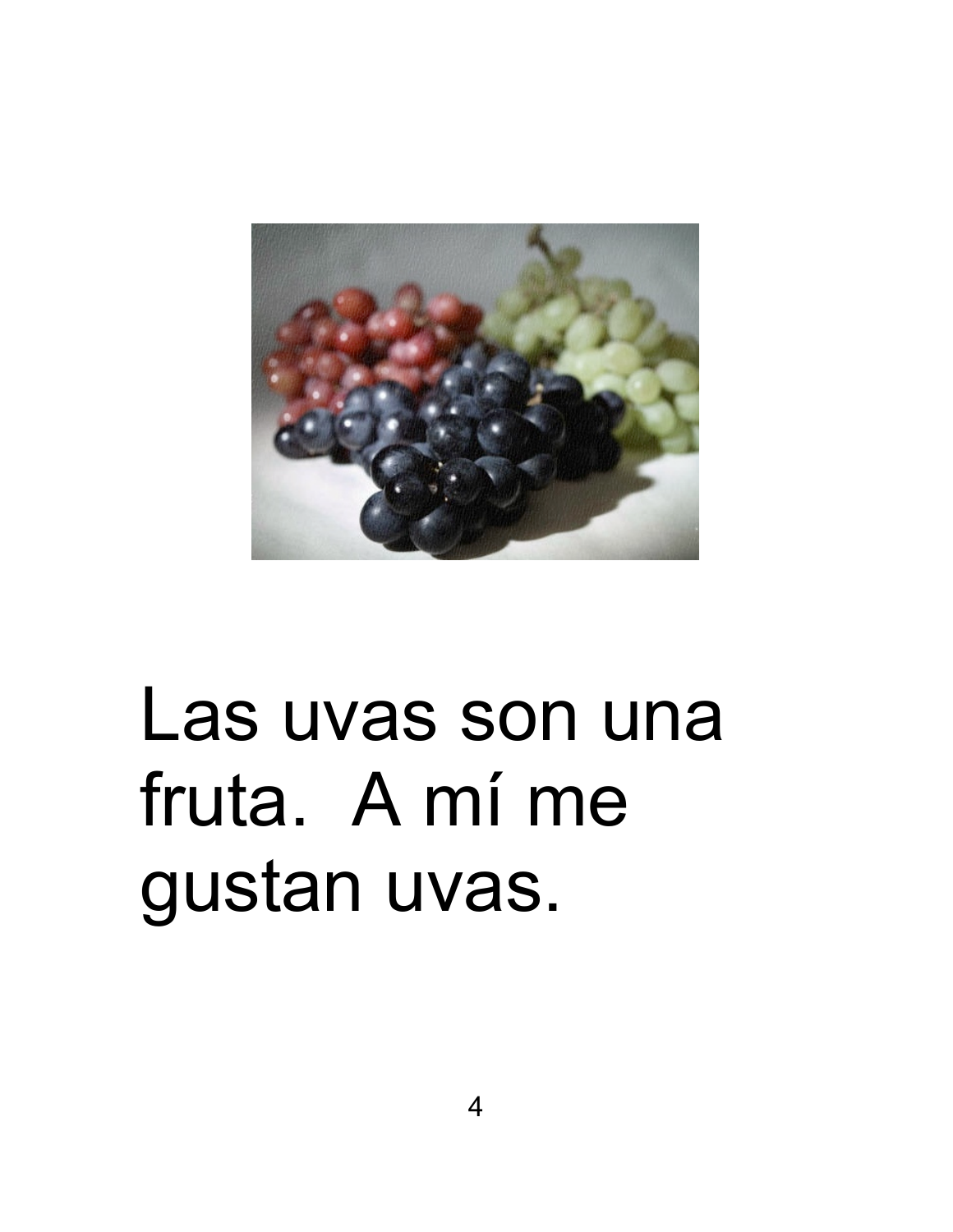Las uvas son una fruta.  A mí me gustan uvas.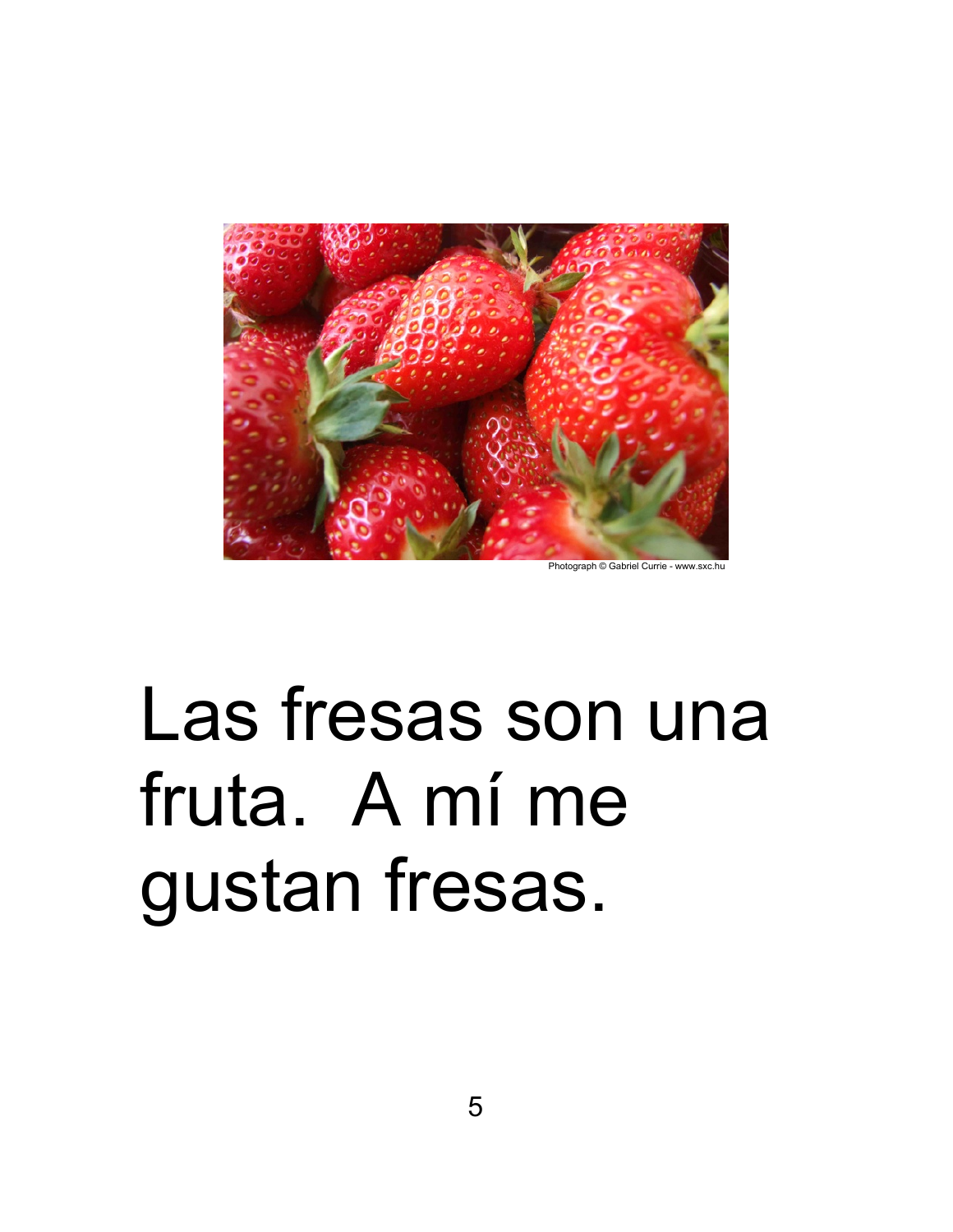Photograph © Gabriel Currie - www.sxc.hu

Las fresas son una fruta.  A mí me gustan fresas.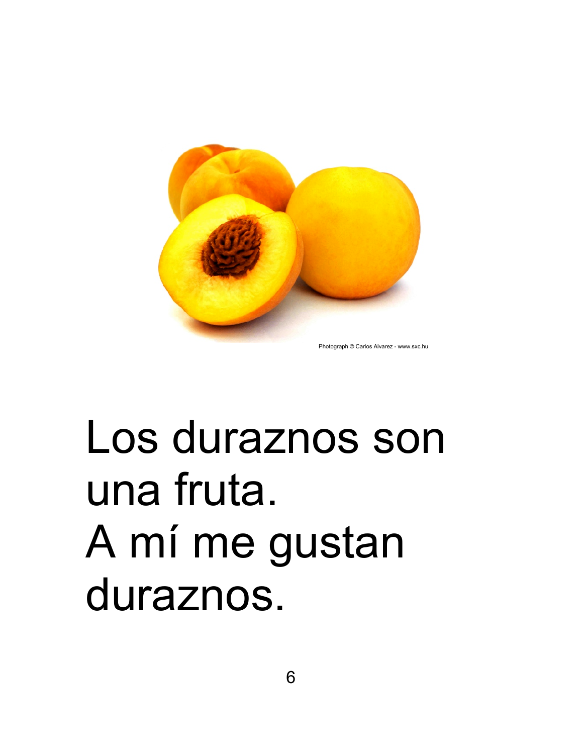Photograph © Carlos Alvarez - www.sxc.hu

Los duraznos son una fruta.
A mí me gustan duraznos.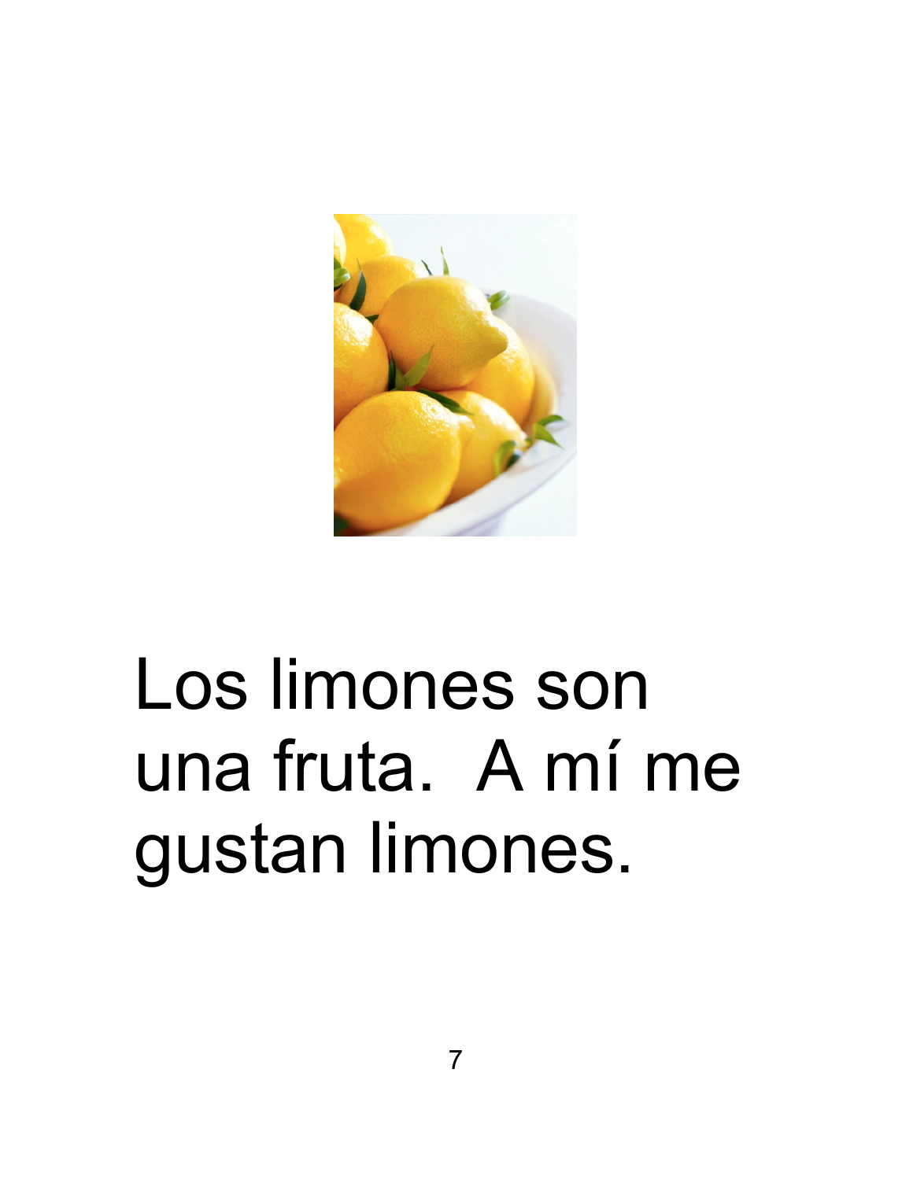Los limones son una fruta.  A mí me gustan limones.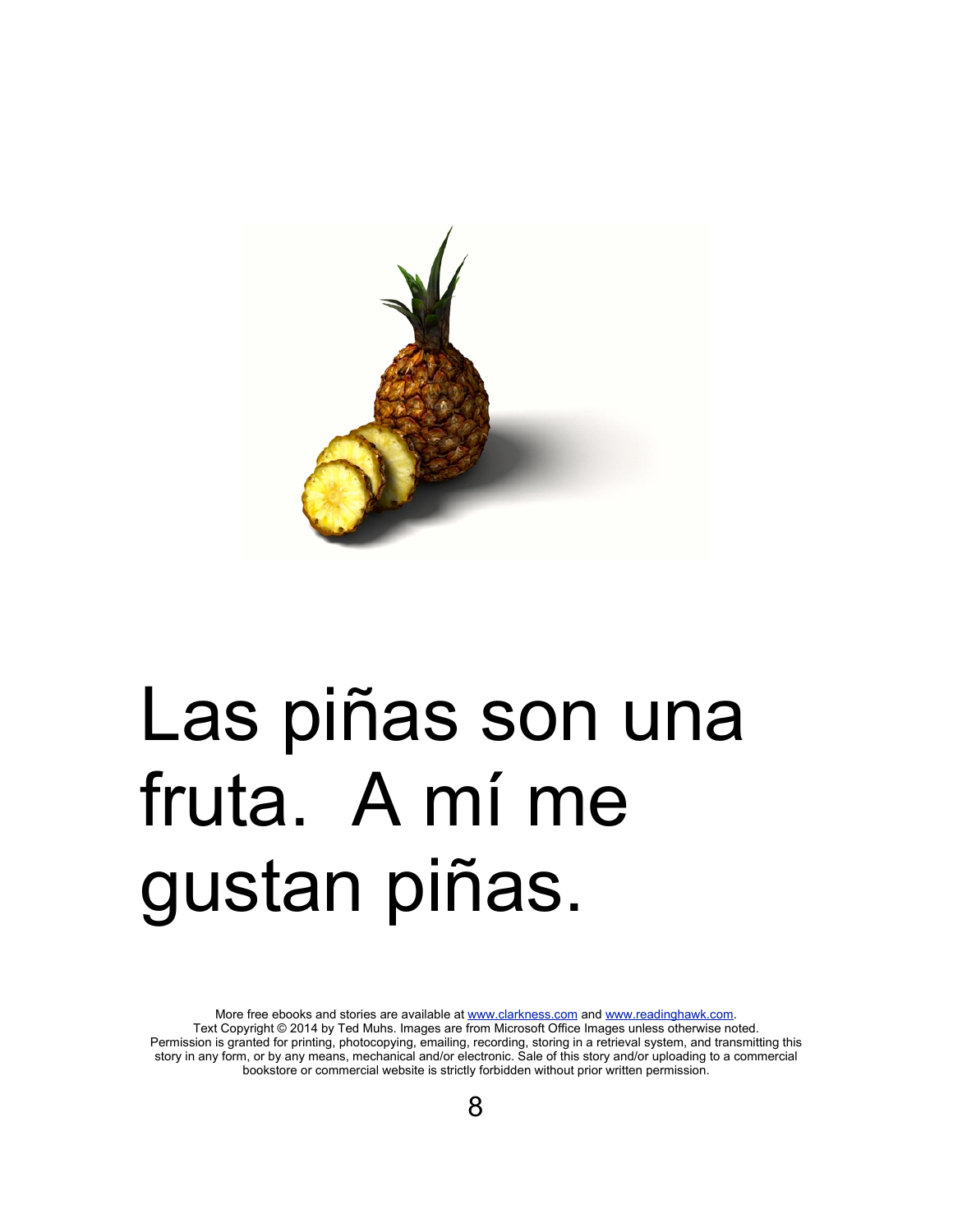Las piñas son una fruta. A mí me gustan piñas.

More free ebooks and stories are available at www.clarkness.com and www.readinghawk.com.
Text Copyright © 2014 by Ted Muhs. Images are from Microsoft Office Images unless otherwise noted.
Permission is granted for printing, photocopying, emailing, recording, storing in a retrieval system, and transmitting this story in any form, or by any means, mechanical and/or electronic. Sale of this story and/or uploading to a commercial bookstore or commercial website is strictly forbidden without prior written permission.